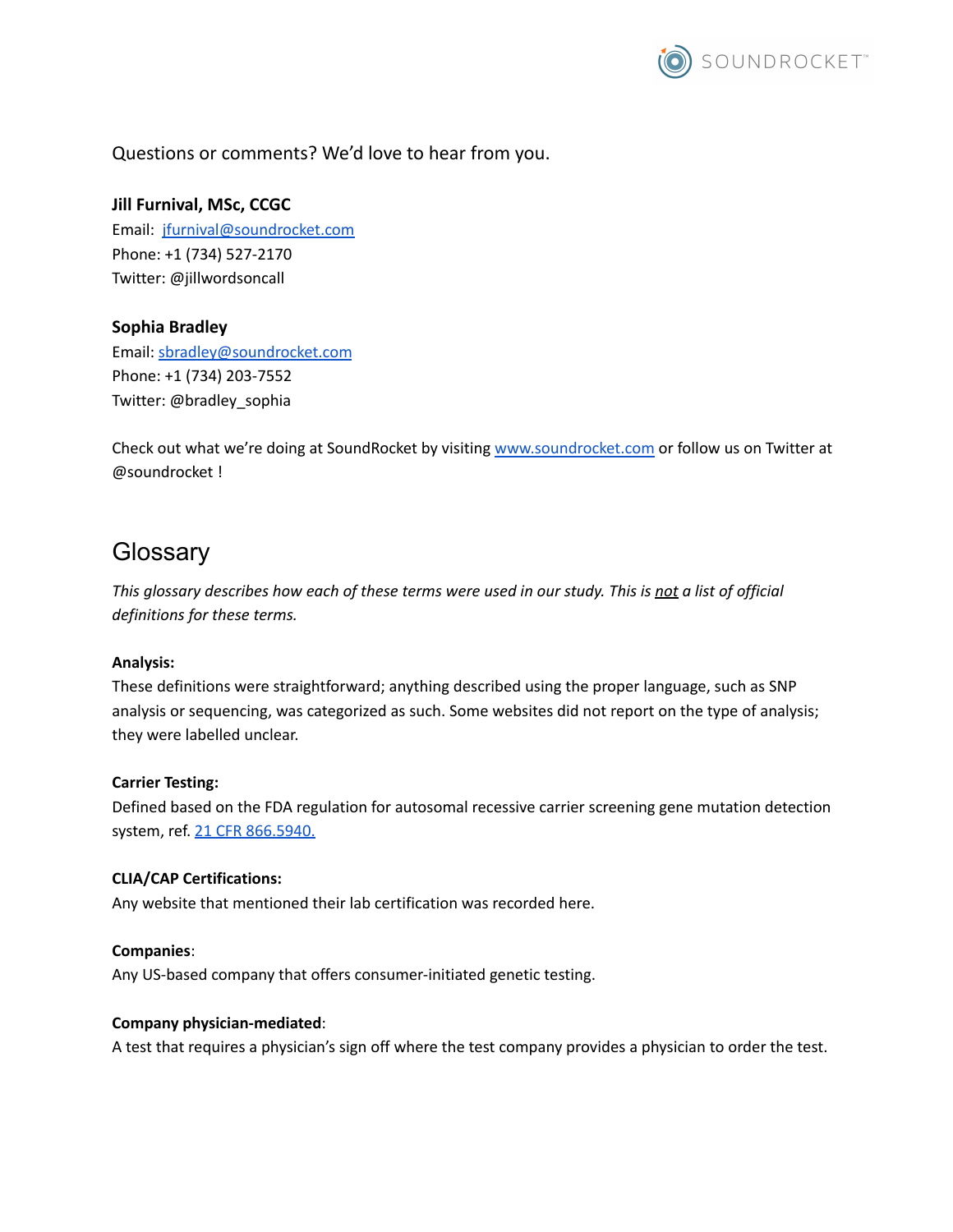Questions or comments? We'd love to hear from you.

**Jill Furnival, MSc, CCGC**
Email: jfurnival@soundrocket.com
Phone: +1 (734) 527-2170
Twitter: @jillwordsoncall

**Sophia Bradley**
Email: sbradley@soundrocket.com
Phone: +1 (734) 203-7552
Twitter: @bradley_sophia

Check out what we're doing at SoundRocket by visiting www.soundrocket.com or follow us on Twitter at @soundrocket !

# Glossary

*This glossary describes how each of these terms were used in our study. This is not a list of official definitions for these terms.*

**Analysis:**
These definitions were straightforward; anything described using the proper language, such as SNP analysis or sequencing, was categorized as such. Some websites did not report on the type of analysis; they were labelled unclear.

**Carrier Testing:**
Defined based on the FDA regulation for autosomal recessive carrier screening gene mutation detection system, ref. 21 CFR 866.5940.

**CLIA/CAP Certifications:**
Any website that mentioned their lab certification was recorded here.

**Companies**:
Any US-based company that offers consumer-initiated genetic testing.

**Company physician-mediated**:
A test that requires a physician's sign off where the test company provides a physician to order the test.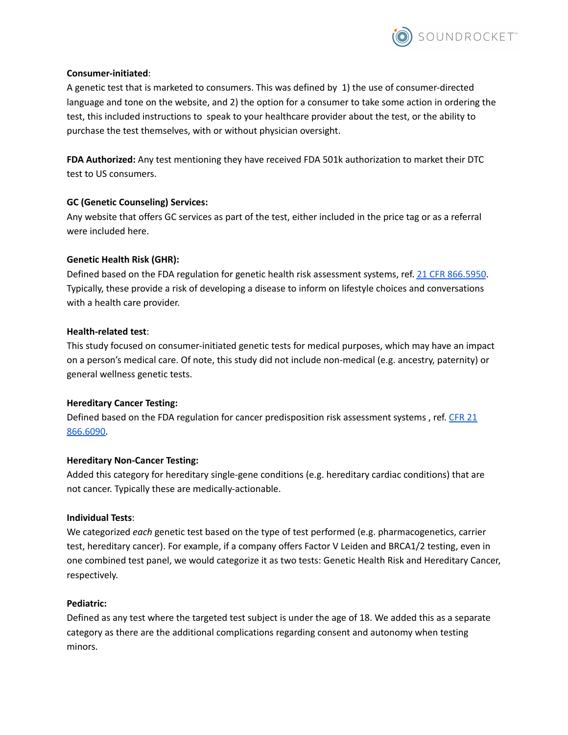**Consumer-initiated**:
A genetic test that is marketed to consumers. This was defined by 1) the use of consumer-directed language and tone on the website, and 2) the option for a consumer to take some action in ordering the test, this included instructions to speak to your healthcare provider about the test, or the ability to purchase the test themselves, with or without physician oversight.

**FDA Authorized:** Any test mentioning they have received FDA 501k authorization to market their DTC test to US consumers.

**GC (Genetic Counseling) Services:**
Any website that offers GC services as part of the test, either included in the price tag or as a referral were included here.

**Genetic Health Risk (GHR):**
Defined based on the FDA regulation for genetic health risk assessment systems, ref. [21 CFR 866.5950](). Typically, these provide a risk of developing a disease to inform on lifestyle choices and conversations with a health care provider.

**Health-related test**:
This study focused on consumer-initiated genetic tests for medical purposes, which may have an impact on a person's medical care. Of note, this study did not include non-medical (e.g. ancestry, paternity) or general wellness genetic tests.

**Hereditary Cancer Testing:**
Defined based on the FDA regulation for cancer predisposition risk assessment systems , ref. [CFR 21 866.6090]().

**Hereditary Non-Cancer Testing:**
Added this category for hereditary single-gene conditions (e.g. hereditary cardiac conditions) that are not cancer. Typically these are medically-actionable.

**Individual Tests**:
We categorized *each* genetic test based on the type of test performed (e.g. pharmacogenetics, carrier test, hereditary cancer). For example, if a company offers Factor V Leiden and BRCA1/2 testing, even in one combined test panel, we would categorize it as two tests: Genetic Health Risk and Hereditary Cancer, respectively.

**Pediatric:**
Defined as any test where the targeted test subject is under the age of 18. We added this as a separate category as there are the additional complications regarding consent and autonomy when testing minors.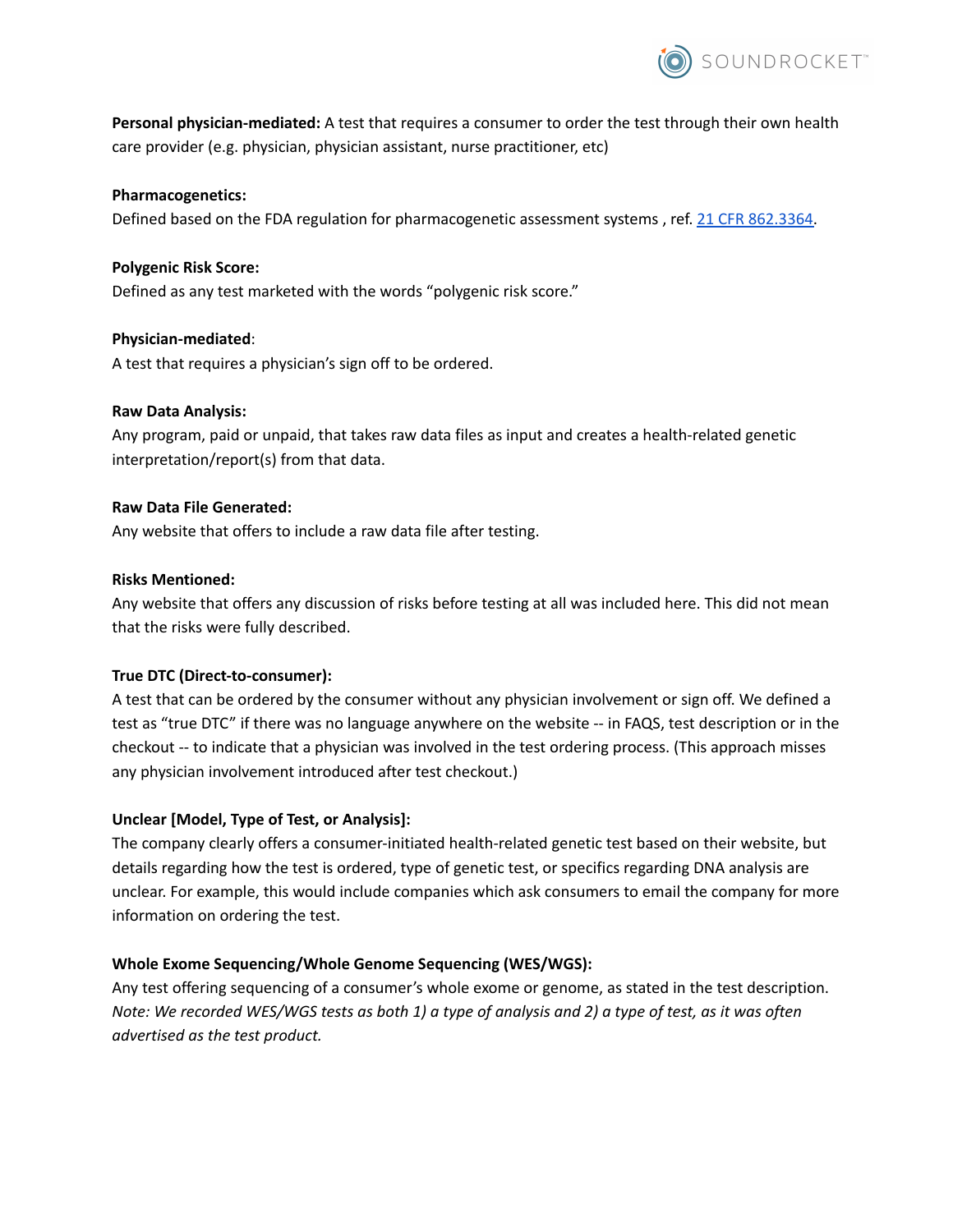**Personal physician-mediated:** A test that requires a consumer to order the test through their own health care provider (e.g. physician, physician assistant, nurse practitioner, etc)

**Pharmacogenetics:**
Defined based on the FDA regulation for pharmacogenetic assessment systems , ref. [21 CFR 862.3364](21 CFR 862.3364).

**Polygenic Risk Score:**
Defined as any test marketed with the words "polygenic risk score."

**Physician-mediated**:
A test that requires a physician's sign off to be ordered.

**Raw Data Analysis:**
Any program, paid or unpaid, that takes raw data files as input and creates a health-related genetic interpretation/report(s) from that data.

**Raw Data File Generated:**
Any website that offers to include a raw data file after testing.

**Risks Mentioned:**
Any website that offers any discussion of risks before testing at all was included here. This did not mean that the risks were fully described.

**True DTC (Direct-to-consumer):**
A test that can be ordered by the consumer without any physician involvement or sign off. We defined a test as "true DTC" if there was no language anywhere on the website -- in FAQS, test description or in the checkout -- to indicate that a physician was involved in the test ordering process. (This approach misses any physician involvement introduced after test checkout.)

**Unclear [Model, Type of Test, or Analysis]:**
The company clearly offers a consumer-initiated health-related genetic test based on their website, but details regarding how the test is ordered, type of genetic test, or specifics regarding DNA analysis are unclear. For example, this would include companies which ask consumers to email the company for more information on ordering the test.

**Whole Exome Sequencing/Whole Genome Sequencing (WES/WGS):**
Any test offering sequencing of a consumer's whole exome or genome, as stated in the test description. *Note: We recorded WES/WGS tests as both 1) a type of analysis and 2) a type of test, as it was often advertised as the test product.*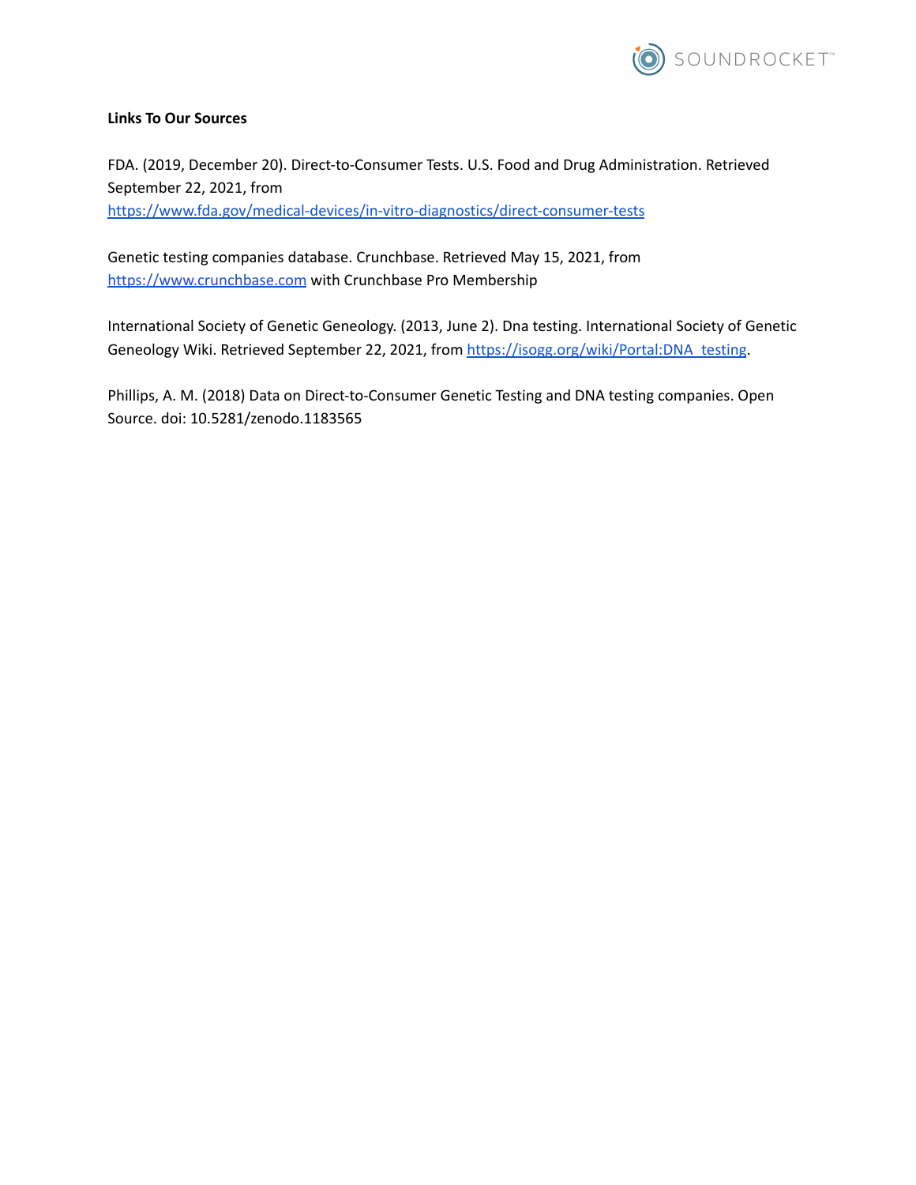**Links To Our Sources**

FDA. (2019, December 20). Direct-to-Consumer Tests. U.S. Food and Drug Administration. Retrieved September 22, 2021, from https://www.fda.gov/medical-devices/in-vitro-diagnostics/direct-consumer-tests

Genetic testing companies database. Crunchbase. Retrieved May 15, 2021, from https://www.crunchbase.com with Crunchbase Pro Membership

International Society of Genetic Geneology. (2013, June 2). Dna testing. International Society of Genetic Geneology Wiki. Retrieved September 22, 2021, from https://isogg.org/wiki/Portal:DNA_testing.

Phillips, A. M. (2018) Data on Direct-to-Consumer Genetic Testing and DNA testing companies. Open Source. doi: 10.5281/zenodo.1183565